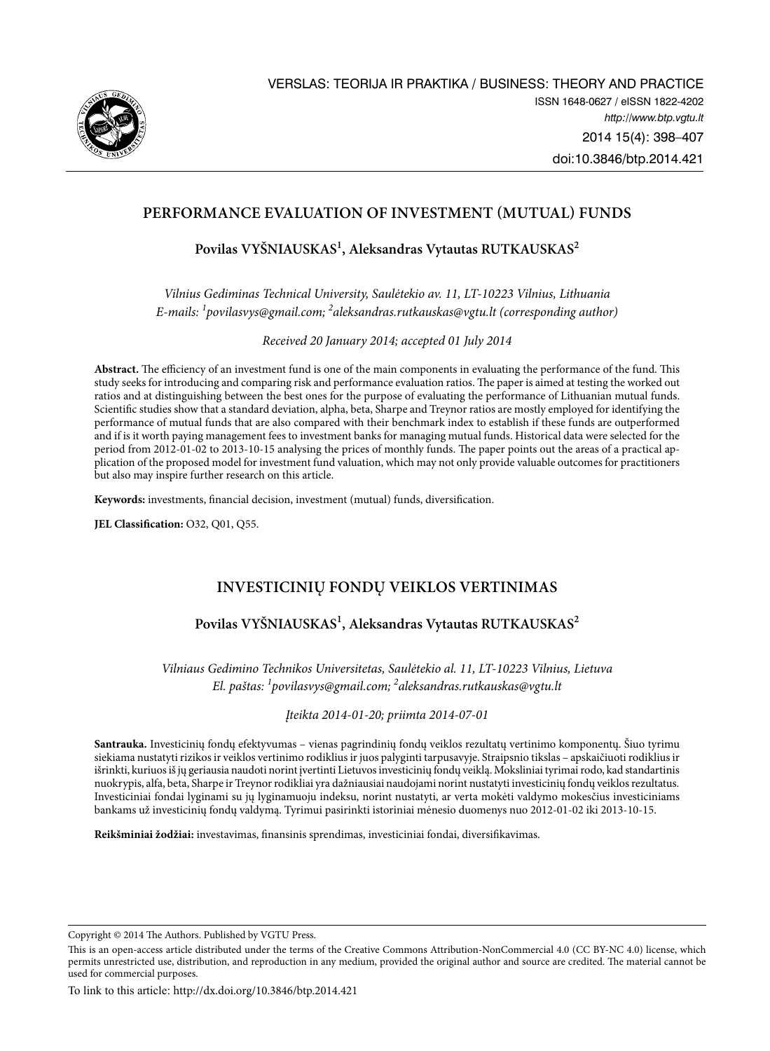# PERFORMANCE EVALUATION OF INVESTMENT (MUTUAL) FUNDS

**Povilas VYŠNIAUSKAS[1], Aleksandras Vytautas RUTKAUSKAS[2]**

*Vilnius Gediminas Technical University, Saulėtekio av. 11, LT-10223 Vilnius, Lithuania*
*E-mails: [1]povilasvys@gmail.com; [2]aleksandras.rutkauskas@vgtu.lt (corresponding author)*

*Received 20 January 2014; accepted 01 July 2014*

**Abstract.** The efficiency of an investment fund is one of the main components in evaluating the performance of the fund. This study seeks for introducing and comparing risk and performance evaluation ratios. The paper is aimed at testing the worked out ratios and at distinguishing between the best ones for the purpose of evaluating the performance of Lithuanian mutual funds. Scientific studies show that a standard deviation, alpha, beta, Sharpe and Treynor ratios are mostly employed for identifying the performance of mutual funds that are also compared with their benchmark index to establish if these funds are outperformed and if is it worth paying management fees to investment banks for managing mutual funds. Historical data were selected for the period from 2012-01-02 to 2013-10-15 analysing the prices of monthly funds. The paper points out the areas of a practical application of the proposed model for investment fund valuation, which may not only provide valuable outcomes for practitioners but also may inspire further research on this article.

**Keywords:** investments, financial decision, investment (mutual) funds, diversification.

**JEL Classification:** O32, Q01, Q55.

# INVESTICINIŲ FONDŲ VEIKLOS VERTINIMAS

**Povilas VYŠNIAUSKAS[1], Aleksandras Vytautas RUTKAUSKAS[2]**

*Vilniaus Gedimino Technikos Universitetas, Saulėtekio al. 11, LT-10223 Vilnius, Lietuva*
*El. paštas: [1]povilasvys@gmail.com; [2]aleksandras.rutkauskas@vgtu.lt*

*Įteikta 2014-01-20; priimta 2014-07-01*

**Santrauka.** Investicinių fondų efektyvumas – vienas pagrindinių fondų veiklos rezultatų vertinimo komponentų. Šiuo tyrimu siekiama nustatyti rizikos ir veiklos vertinimo rodiklius ir juos palyginti tarpusavyje. Straipsnio tikslas – apskaičiuoti rodiklius ir išrinkti, kuriuos iš jų geriausia naudoti norint įvertinti Lietuvos investicinių fondų veiklą. Moksliniai tyrimai rodo, kad standartinis nuokrypis, alfa, beta, Sharpe ir Treynor rodikliai yra dažniausiai naudojami norint nustatyti investicinių fondų veiklos rezultatus. Investiciniai fondai lyginami su jų lyginamuoju indeksu, norint nustatyti, ar verta mokėti valdymo mokesčius investiciniams bankams už investicinių fondų valdymą. Tyrimui pasirinkti istoriniai mėnesio duomenys nuo 2012-01-02 iki 2013-10-15.

**Reikšminiai žodžiai:** investavimas, finansinis sprendimas, investiciniai fondai, diversifikavimas.

---

Copyright © 2014 The Authors. Published by VGTU Press.

This is an open-access article distributed under the terms of the Creative Commons Attribution-NonCommercial 4.0 (CC BY-NC 4.0) license, which permits unrestricted use, distribution, and reproduction in any medium, provided the original author and source are credited. The material cannot be used for commercial purposes.

To link to this article: http://dx.doi.org/10.3846/btp.2014.421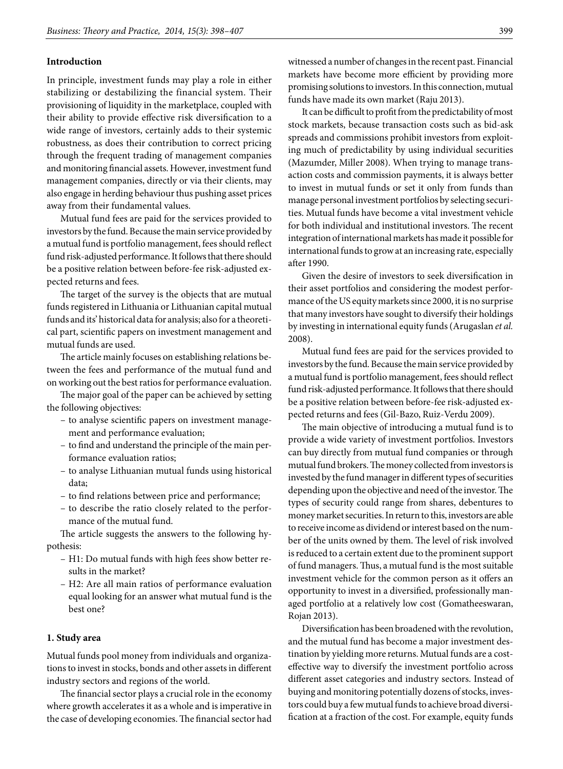## Introduction

In principle, investment funds may play a role in either stabilizing or destabilizing the financial system. Their provisioning of liquidity in the marketplace, coupled with their ability to provide effective risk diversification to a wide range of investors, certainly adds to their systemic robustness, as does their contribution to correct pricing through the frequent trading of management companies and monitoring financial assets. However, investment fund management companies, directly or via their clients, may also engage in herding behaviour thus pushing asset prices away from their fundamental values.

Mutual fund fees are paid for the services provided to investors by the fund. Because the main service provided by a mutual fund is portfolio management, fees should reflect fund risk-adjusted performance. It follows that there should be a positive relation between before-fee risk-adjusted expected returns and fees.

The target of the survey is the objects that are mutual funds registered in Lithuania or Lithuanian capital mutual funds and its' historical data for analysis; also for a theoretical part, scientific papers on investment management and mutual funds are used.

The article mainly focuses on establishing relations between the fees and performance of the mutual fund and on working out the best ratios for performance evaluation.

The major goal of the paper can be achieved by setting the following objectives:

- to analyse scientific papers on investment management and performance evaluation;
- to find and understand the principle of the main performance evaluation ratios;
- to analyse Lithuanian mutual funds using historical data;
- to find relations between price and performance;
- to describe the ratio closely related to the performance of the mutual fund.

The article suggests the answers to the following hypothesis:

- H1: Do mutual funds with high fees show better results in the market?
- H2: Are all main ratios of performance evaluation equal looking for an answer what mutual fund is the best one?

## 1. Study area

Mutual funds pool money from individuals and organizations to invest in stocks, bonds and other assets in different industry sectors and regions of the world.

The financial sector plays a crucial role in the economy where growth accelerates it as a whole and is imperative in the case of developing economies. The financial sector had witnessed a number of changes in the recent past. Financial markets have become more efficient by providing more promising solutions to investors. In this connection, mutual funds have made its own market (Raju 2013).

It can be difficult to profit from the predictability of most stock markets, because transaction costs such as bid-ask spreads and commissions prohibit investors from exploiting much of predictability by using individual securities (Mazumder, Miller 2008). When trying to manage transaction costs and commission payments, it is always better to invest in mutual funds or set it only from funds than manage personal investment portfolios by selecting securities. Mutual funds have become a vital investment vehicle for both individual and institutional investors. The recent integration of international markets has made it possible for international funds to grow at an increasing rate, especially after 1990.

Given the desire of investors to seek diversification in their asset portfolios and considering the modest performance of the US equity markets since 2000, it is no surprise that many investors have sought to diversify their holdings by investing in international equity funds (Arugaslan *et al.* 2008).

Mutual fund fees are paid for the services provided to investors by the fund. Because the main service provided by a mutual fund is portfolio management, fees should reflect fund risk-adjusted performance. It follows that there should be a positive relation between before-fee risk-adjusted expected returns and fees (Gil-Bazo, Ruiz-Verdu 2009).

The main objective of introducing a mutual fund is to provide a wide variety of investment portfolios. Investors can buy directly from mutual fund companies or through mutual fund brokers. The money collected from investors is invested by the fund manager in different types of securities depending upon the objective and need of the investor. The types of security could range from shares, debentures to money market securities. In return to this, investors are able to receive income as dividend or interest based on the number of the units owned by them. The level of risk involved is reduced to a certain extent due to the prominent support of fund managers. Thus, a mutual fund is the most suitable investment vehicle for the common person as it offers an opportunity to invest in a diversified, professionally managed portfolio at a relatively low cost (Gomatheeswaran, Rojan 2013).

Diversification has been broadened with the revolution, and the mutual fund has become a major investment destination by yielding more returns. Mutual funds are a cost-effective way to diversify the investment portfolio across different asset categories and industry sectors. Instead of buying and monitoring potentially dozens of stocks, investors could buy a few mutual funds to achieve broad diversification at a fraction of the cost. For example, equity funds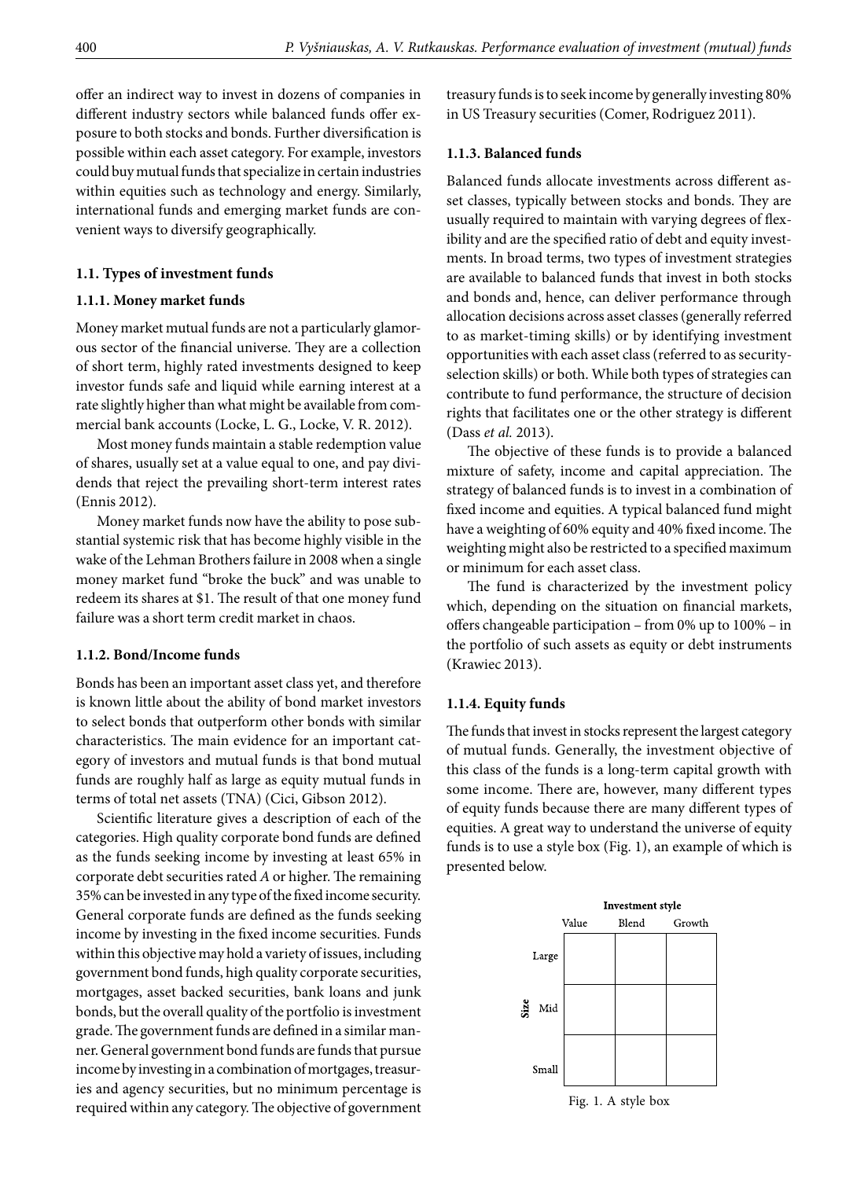offer an indirect way to invest in dozens of companies in different industry sectors while balanced funds offer exposure to both stocks and bonds. Further diversification is possible within each asset category. For example, investors could buy mutual funds that specialize in certain industries within equities such as technology and energy. Similarly, international funds and emerging market funds are convenient ways to diversify geographically.

### 1.1. Types of investment funds

#### 1.1.1. Money market funds

Money market mutual funds are not a particularly glamorous sector of the financial universe. They are a collection of short term, highly rated investments designed to keep investor funds safe and liquid while earning interest at a rate slightly higher than what might be available from commercial bank accounts (Locke, L. G., Locke, V. R. 2012).

Most money funds maintain a stable redemption value of shares, usually set at a value equal to one, and pay dividends that reject the prevailing short-term interest rates (Ennis 2012).

Money market funds now have the ability to pose substantial systemic risk that has become highly visible in the wake of the Lehman Brothers failure in 2008 when a single money market fund "broke the buck" and was unable to redeem its shares at $1. The result of that one money fund failure was a short term credit market in chaos.

#### 1.1.2. Bond/Income funds

Bonds has been an important asset class yet, and therefore is known little about the ability of bond market investors to select bonds that outperform other bonds with similar characteristics. The main evidence for an important category of investors and mutual funds is that bond mutual funds are roughly half as large as equity mutual funds in terms of total net assets (TNA) (Cici, Gibson 2012).

Scientific literature gives a description of each of the categories. High quality corporate bond funds are defined as the funds seeking income by investing at least 65% in corporate debt securities rated *A* or higher. The remaining 35% can be invested in any type of the fixed income security. General corporate funds are defined as the funds seeking income by investing in the fixed income securities. Funds within this objective may hold a variety of issues, including government bond funds, high quality corporate securities, mortgages, asset backed securities, bank loans and junk bonds, but the overall quality of the portfolio is investment grade. The government funds are defined in a similar manner. General government bond funds are funds that pursue income by investing in a combination of mortgages, treasuries and agency securities, but no minimum percentage is required within any category. The objective of government treasury funds is to seek income by generally investing 80% in US Treasury securities (Comer, Rodriguez 2011).

#### 1.1.3. Balanced funds

Balanced funds allocate investments across different asset classes, typically between stocks and bonds. They are usually required to maintain with varying degrees of flexibility and are the specified ratio of debt and equity investments. In broad terms, two types of investment strategies are available to balanced funds that invest in both stocks and bonds and, hence, can deliver performance through allocation decisions across asset classes (generally referred to as market-timing skills) or by identifying investment opportunities with each asset class (referred to as security-selection skills) or both. While both types of strategies can contribute to fund performance, the structure of decision rights that facilitates one or the other strategy is different (Dass *et al.* 2013).

The objective of these funds is to provide a balanced mixture of safety, income and capital appreciation. The strategy of balanced funds is to invest in a combination of fixed income and equities. A typical balanced fund might have a weighting of 60% equity and 40% fixed income. The weighting might also be restricted to a specified maximum or minimum for each asset class.

The fund is characterized by the investment policy which, depending on the situation on financial markets, offers changeable participation – from 0% up to 100% – in the portfolio of such assets as equity or debt instruments (Krawiec 2013).

#### 1.1.4. Equity funds

The funds that invest in stocks represent the largest category of mutual funds. Generally, the investment objective of this class of the funds is a long-term capital growth with some income. There are, however, many different types of equities. A great way to understand the universe of equity funds is to use a style box (Fig. 1), an example of which is presented below.

| Size \ Investment style | Value | Blend | Growth |
|---|---|---|---|
| Large | | | |
| Mid | | | |
| Small | | | |

Fig. 1. A style box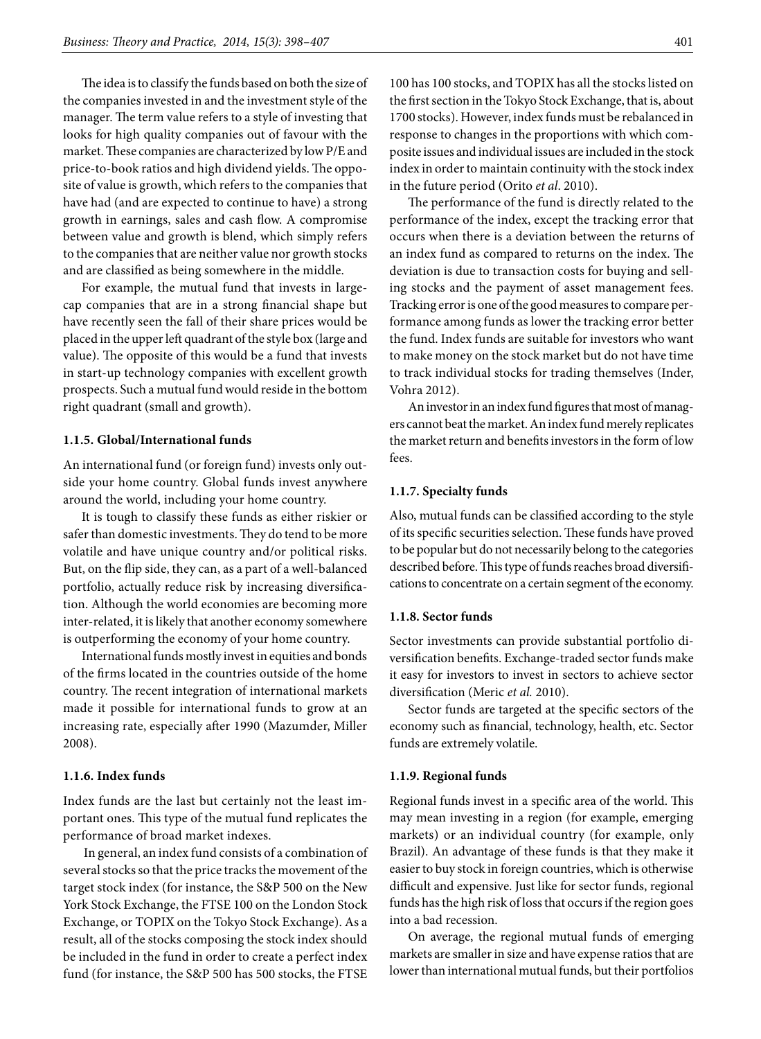The idea is to classify the funds based on both the size of the companies invested in and the investment style of the manager. The term value refers to a style of investing that looks for high quality companies out of favour with the market. These companies are characterized by low P/E and price-to-book ratios and high dividend yields. The opposite of value is growth, which refers to the companies that have had (and are expected to continue to have) a strong growth in earnings, sales and cash flow. A compromise between value and growth is blend, which simply refers to the companies that are neither value nor growth stocks and are classified as being somewhere in the middle.

For example, the mutual fund that invests in large-cap companies that are in a strong financial shape but have recently seen the fall of their share prices would be placed in the upper left quadrant of the style box (large and value). The opposite of this would be a fund that invests in start-up technology companies with excellent growth prospects. Such a mutual fund would reside in the bottom right quadrant (small and growth).

#### 1.1.5. Global/International funds

An international fund (or foreign fund) invests only outside your home country. Global funds invest anywhere around the world, including your home country.

It is tough to classify these funds as either riskier or safer than domestic investments. They do tend to be more volatile and have unique country and/or political risks. But, on the flip side, they can, as a part of a well-balanced portfolio, actually reduce risk by increasing diversification. Although the world economies are becoming more inter-related, it is likely that another economy somewhere is outperforming the economy of your home country.

International funds mostly invest in equities and bonds of the firms located in the countries outside of the home country. The recent integration of international markets made it possible for international funds to grow at an increasing rate, especially after 1990 (Mazumder, Miller 2008).

#### 1.1.6. Index funds

Index funds are the last but certainly not the least important ones. This type of the mutual fund replicates the performance of broad market indexes.

In general, an index fund consists of a combination of several stocks so that the price tracks the movement of the target stock index (for instance, the S&P 500 on the New York Stock Exchange, the FTSE 100 on the London Stock Exchange, or TOPIX on the Tokyo Stock Exchange). As a result, all of the stocks composing the stock index should be included in the fund in order to create a perfect index fund (for instance, the S&P 500 has 500 stocks, the FTSE 100 has 100 stocks, and TOPIX has all the stocks listed on the first section in the Tokyo Stock Exchange, that is, about 1700 stocks). However, index funds must be rebalanced in response to changes in the proportions with which composite issues and individual issues are included in the stock index in order to maintain continuity with the stock index in the future period (Orito *et al*. 2010).

The performance of the fund is directly related to the performance of the index, except the tracking error that occurs when there is a deviation between the returns of an index fund as compared to returns on the index. The deviation is due to transaction costs for buying and selling stocks and the payment of asset management fees. Tracking error is one of the good measures to compare performance among funds as lower the tracking error better the fund. Index funds are suitable for investors who want to make money on the stock market but do not have time to track individual stocks for trading themselves (Inder, Vohra 2012).

An investor in an index fund figures that most of managers cannot beat the market. An index fund merely replicates the market return and benefits investors in the form of low fees.

#### 1.1.7. Specialty funds

Also, mutual funds can be classified according to the style of its specific securities selection. These funds have proved to be popular but do not necessarily belong to the categories described before. This type of funds reaches broad diversifications to concentrate on a certain segment of the economy.

#### 1.1.8. Sector funds

Sector investments can provide substantial portfolio diversification benefits. Exchange-traded sector funds make it easy for investors to invest in sectors to achieve sector diversification (Meric *et al.* 2010).

Sector funds are targeted at the specific sectors of the economy such as financial, technology, health, etc. Sector funds are extremely volatile.

#### 1.1.9. Regional funds

Regional funds invest in a specific area of the world. This may mean investing in a region (for example, emerging markets) or an individual country (for example, only Brazil). An advantage of these funds is that they make it easier to buy stock in foreign countries, which is otherwise difficult and expensive. Just like for sector funds, regional funds has the high risk of loss that occurs if the region goes into a bad recession.

On average, the regional mutual funds of emerging markets are smaller in size and have expense ratios that are lower than international mutual funds, but their portfolios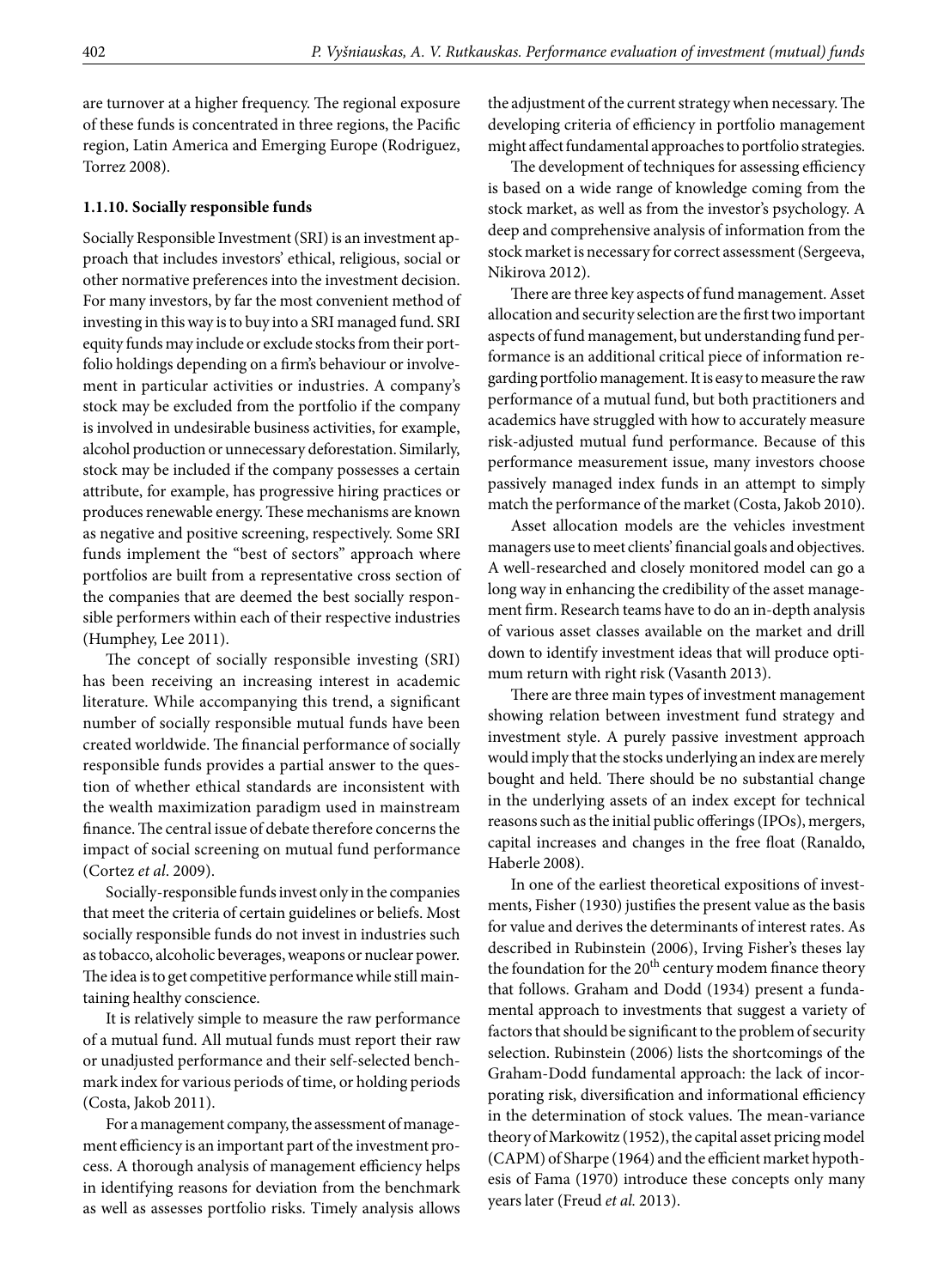are turnover at a higher frequency. The regional exposure of these funds is concentrated in three regions, the Pacific region, Latin America and Emerging Europe (Rodriguez, Torrez 2008).

#### 1.1.10. Socially responsible funds

Socially Responsible Investment (SRI) is an investment approach that includes investors' ethical, religious, social or other normative preferences into the investment decision. For many investors, by far the most convenient method of investing in this way is to buy into a SRI managed fund. SRI equity funds may include or exclude stocks from their portfolio holdings depending on a firm's behaviour or involvement in particular activities or industries. A company's stock may be excluded from the portfolio if the company is involved in undesirable business activities, for example, alcohol production or unnecessary deforestation. Similarly, stock may be included if the company possesses a certain attribute, for example, has progressive hiring practices or produces renewable energy. These mechanisms are known as negative and positive screening, respectively. Some SRI funds implement the "best of sectors" approach where portfolios are built from a representative cross section of the companies that are deemed the best socially responsible performers within each of their respective industries (Humphey, Lee 2011).

The concept of socially responsible investing (SRI) has been receiving an increasing interest in academic literature. While accompanying this trend, a significant number of socially responsible mutual funds have been created worldwide. The financial performance of socially responsible funds provides a partial answer to the question of whether ethical standards are inconsistent with the wealth maximization paradigm used in mainstream finance. The central issue of debate therefore concerns the impact of social screening on mutual fund performance (Cortez *et al*. 2009).

Socially-responsible funds invest only in the companies that meet the criteria of certain guidelines or beliefs. Most socially responsible funds do not invest in industries such as tobacco, alcoholic beverages, weapons or nuclear power. The idea is to get competitive performance while still maintaining healthy conscience.

It is relatively simple to measure the raw performance of a mutual fund. All mutual funds must report their raw or unadjusted performance and their self-selected benchmark index for various periods of time, or holding periods (Costa, Jakob 2011).

For a management company, the assessment of management efficiency is an important part of the investment process. A thorough analysis of management efficiency helps in identifying reasons for deviation from the benchmark as well as assesses portfolio risks. Timely analysis allows the adjustment of the current strategy when necessary. The developing criteria of efficiency in portfolio management might affect fundamental approaches to portfolio strategies.

The development of techniques for assessing efficiency is based on a wide range of knowledge coming from the stock market, as well as from the investor's psychology. A deep and comprehensive analysis of information from the stock market is necessary for correct assessment (Sergeeva, Nikirova 2012).

There are three key aspects of fund management. Asset allocation and security selection are the first two important aspects of fund management, but understanding fund performance is an additional critical piece of information regarding portfolio management. It is easy to measure the raw performance of a mutual fund, but both practitioners and academics have struggled with how to accurately measure risk-adjusted mutual fund performance. Because of this performance measurement issue, many investors choose passively managed index funds in an attempt to simply match the performance of the market (Costa, Jakob 2010).

Asset allocation models are the vehicles investment managers use to meet clients' financial goals and objectives. A well-researched and closely monitored model can go a long way in enhancing the credibility of the asset management firm. Research teams have to do an in-depth analysis of various asset classes available on the market and drill down to identify investment ideas that will produce optimum return with right risk (Vasanth 2013).

There are three main types of investment management showing relation between investment fund strategy and investment style. A purely passive investment approach would imply that the stocks underlying an index are merely bought and held. There should be no substantial change in the underlying assets of an index except for technical reasons such as the initial public offerings (IPOs), mergers, capital increases and changes in the free float (Ranaldo, Haberle 2008).

In one of the earliest theoretical expositions of investments, Fisher (1930) justifies the present value as the basis for value and derives the determinants of interest rates. As described in Rubinstein (2006), Irving Fisher's theses lay the foundation for the 20th century modem finance theory that follows. Graham and Dodd (1934) present a fundamental approach to investments that suggest a variety of factors that should be significant to the problem of security selection. Rubinstein (2006) lists the shortcomings of the Graham-Dodd fundamental approach: the lack of incorporating risk, diversification and informational efficiency in the determination of stock values. The mean-variance theory of Markowitz (1952), the capital asset pricing model (CAPM) of Sharpe (1964) and the efficient market hypothesis of Fama (1970) introduce these concepts only many years later (Freud *et al.* 2013).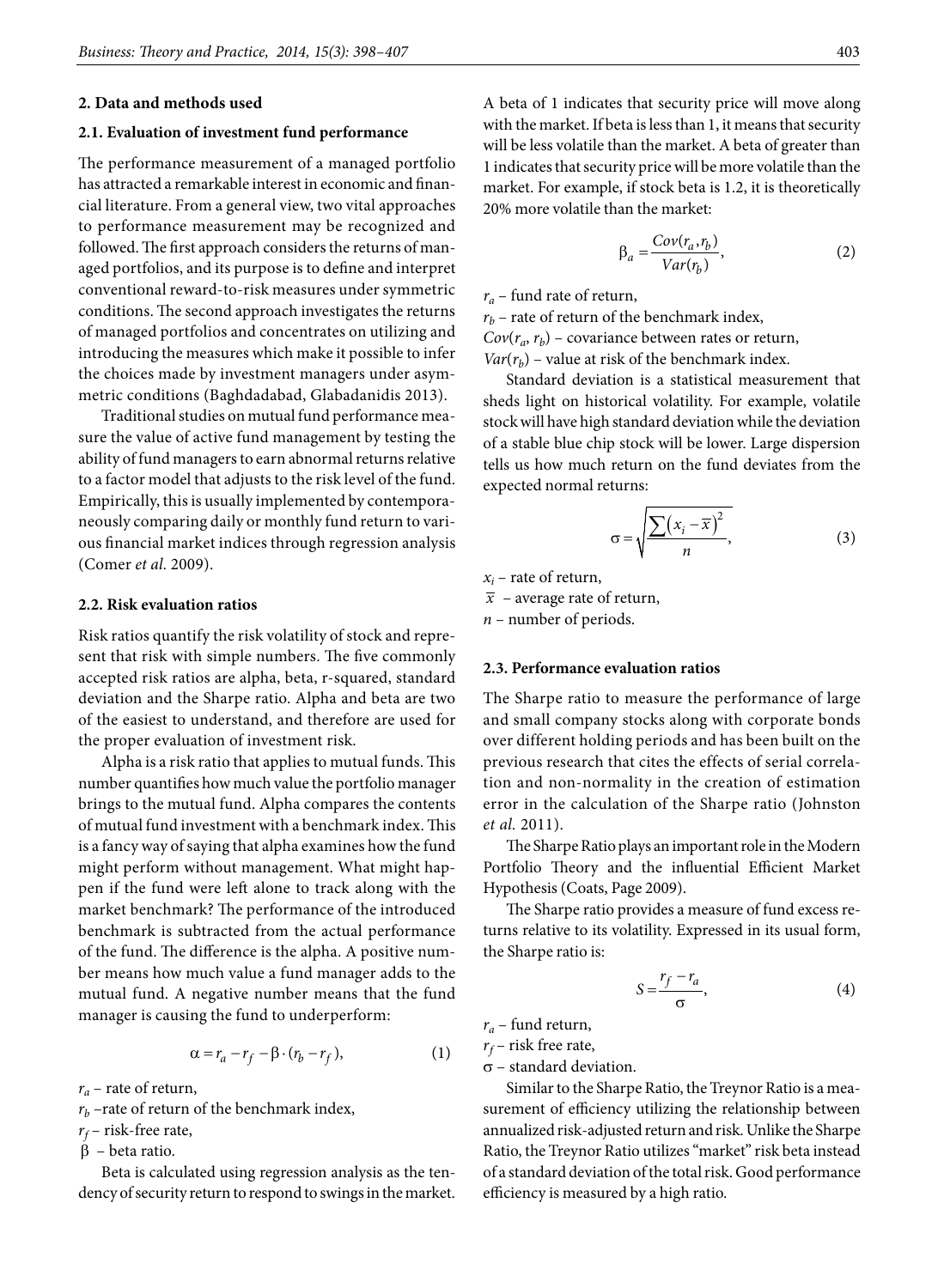## 2. Data and methods used

### 2.1. Evaluation of investment fund performance

The performance measurement of a managed portfolio has attracted a remarkable interest in economic and financial literature. From a general view, two vital approaches to performance measurement may be recognized and followed. The first approach considers the returns of managed portfolios, and its purpose is to define and interpret conventional reward-to-risk measures under symmetric conditions. The second approach investigates the returns of managed portfolios and concentrates on utilizing and introducing the measures which make it possible to infer the choices made by investment managers under asymmetric conditions (Baghdadabad, Glabadanidis 2013).

Traditional studies on mutual fund performance measure the value of active fund management by testing the ability of fund managers to earn abnormal returns relative to a factor model that adjusts to the risk level of the fund. Empirically, this is usually implemented by contemporaneously comparing daily or monthly fund return to various financial market indices through regression analysis (Comer *et al.* 2009).

### 2.2. Risk evaluation ratios

Risk ratios quantify the risk volatility of stock and represent that risk with simple numbers. The five commonly accepted risk ratios are alpha, beta, r-squared, standard deviation and the Sharpe ratio. Alpha and beta are two of the easiest to understand, and therefore are used for the proper evaluation of investment risk.

Alpha is a risk ratio that applies to mutual funds. This number quantifies how much value the portfolio manager brings to the mutual fund. Alpha compares the contents of mutual fund investment with a benchmark index. This is a fancy way of saying that alpha examines how the fund might perform without management. What might happen if the fund were left alone to track along with the market benchmark? The performance of the introduced benchmark is subtracted from the actual performance of the fund. The difference is the alpha. A positive number means how much value a fund manager adds to the mutual fund. A negative number means that the fund manager is causing the fund to underperform:

$$\alpha = r_a - r_f - \beta \cdot (r_b - r_f), \quad (1)$$

$r_a$ – rate of return,
$r_b$ –rate of return of the benchmark index,
$r_f$ – risk-free rate,
$\beta$ – beta ratio.

Beta is calculated using regression analysis as the tendency of security return to respond to swings in the market. A beta of 1 indicates that security price will move along with the market. If beta is less than 1, it means that security will be less volatile than the market. A beta of greater than 1 indicates that security price will be more volatile than the market. For example, if stock beta is 1.2, it is theoretically 20% more volatile than the market:

$$\beta_a = \frac{Cov(r_a, r_b)}{Var(r_b)}, \quad (2)$$

$r_a$ – fund rate of return,
$r_b$ – rate of return of the benchmark index,
$Cov(r_a, r_b)$ – covariance between rates or return,
$Var(r_b)$ – value at risk of the benchmark index.

Standard deviation is a statistical measurement that sheds light on historical volatility. For example, volatile stock will have high standard deviation while the deviation of a stable blue chip stock will be lower. Large dispersion tells us how much return on the fund deviates from the expected normal returns:

$$\sigma = \sqrt{\frac{\sum (x_i - \bar{x})^2}{n}}, \quad (3)$$

$x_i$ – rate of return,
$\bar{x}$ – average rate of return,
$n$ – number of periods.

### 2.3. Performance evaluation ratios

The Sharpe ratio to measure the performance of large and small company stocks along with corporate bonds over different holding periods and has been built on the previous research that cites the effects of serial correlation and non-normality in the creation of estimation error in the calculation of the Sharpe ratio (Johnston *et al.* 2011).

The Sharpe Ratio plays an important role in the Modern Portfolio Theory and the influential Efficient Market Hypothesis (Coats, Page 2009).

The Sharpe ratio provides a measure of fund excess returns relative to its volatility. Expressed in its usual form, the Sharpe ratio is:

$$S = \frac{r_f - r_a}{\sigma}, \quad (4)$$

$r_a$ – fund return,
$r_f$ – risk free rate,
$\sigma$ – standard deviation.

Similar to the Sharpe Ratio, the Treynor Ratio is a measurement of efficiency utilizing the relationship between annualized risk-adjusted return and risk. Unlike the Sharpe Ratio, the Treynor Ratio utilizes "market" risk beta instead of a standard deviation of the total risk. Good performance efficiency is measured by a high ratio.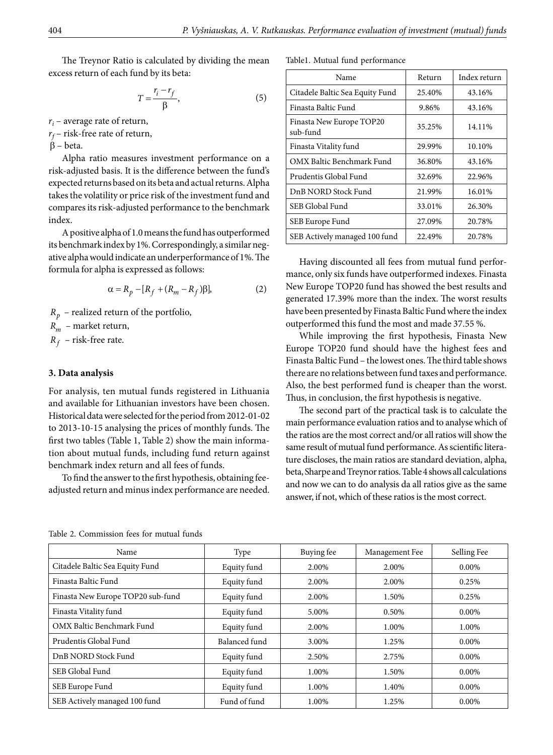The Treynor Ratio is calculated by dividing the mean excess return of each fund by its beta:

$$T = \frac{r_i - r_f}{\beta}, \quad (5)$$

$r_i$ – average rate of return,

$r_f$ – risk-free rate of return,

$\beta$ – beta.

Alpha ratio measures investment performance on a risk-adjusted basis. It is the difference between the fund's expected returns based on its beta and actual returns. Alpha takes the volatility or price risk of the investment fund and compares its risk-adjusted performance to the benchmark index.

A positive alpha of 1.0 means the fund has outperformed its benchmark index by 1%. Correspondingly, a similar negative alpha would indicate an underperformance of 1%. The formula for alpha is expressed as follows:

$$\alpha = R_p - [R_f + (R_m - R_f)\beta], \quad (2)$$

$R_p$ – realized return of the portfolio,

$R_m$ – market return,

$R_f$ – risk-free rate.

### 3. Data analysis

For analysis, ten mutual funds registered in Lithuania and available for Lithuanian investors have been chosen. Historical data were selected for the period from 2012-01-02 to 2013-10-15 analysing the prices of monthly funds. The first two tables (Table 1, Table 2) show the main information about mutual funds, including fund return against benchmark index return and all fees of funds.

To find the answer to the first hypothesis, obtaining fee-adjusted return and minus index performance are needed.

Table1. Mutual fund performance

| Name | Return | Index return |
|---|---|---|
| Citadele Baltic Sea Equity Fund | 25.40% | 43.16% |
| Finasta Baltic Fund | 9.86% | 43.16% |
| Finasta New Europe TOP20 sub-fund | 35.25% | 14.11% |
| Finasta Vitality fund | 29.99% | 10.10% |
| OMX Baltic Benchmark Fund | 36.80% | 43.16% |
| Prudentis Global Fund | 32.69% | 22.96% |
| DnB NORD Stock Fund | 21.99% | 16.01% |
| SEB Global Fund | 33.01% | 26.30% |
| SEB Europe Fund | 27.09% | 20.78% |
| SEB Actively managed 100 fund | 22.49% | 20.78% |

Having discounted all fees from mutual fund performance, only six funds have outperformed indexes. Finasta New Europe TOP20 fund has showed the best results and generated 17.39% more than the index. The worst results have been presented by Finasta Baltic Fund where the index outperformed this fund the most and made 37.55 %.

While improving the first hypothesis, Finasta New Europe TOP20 fund should have the highest fees and Finasta Baltic Fund – the lowest ones. The third table shows there are no relations between fund taxes and performance. Also, the best performed fund is cheaper than the worst. Thus, in conclusion, the first hypothesis is negative.

The second part of the practical task is to calculate the main performance evaluation ratios and to analyse which of the ratios are the most correct and/or all ratios will show the same result of mutual fund performance. As scientific literature discloses, the main ratios are standard deviation, alpha, beta, Sharpe and Treynor ratios. Table 4 shows all calculations and now we can to do analysis da all ratios give as the same answer, if not, which of these ratios is the most correct.

Table 2. Commission fees for mutual funds

| Name | Type | Buying fee | Management Fee | Selling Fee |
|---|---|---|---|---|
| Citadele Baltic Sea Equity Fund | Equity fund | 2.00% | 2.00% | 0.00% |
| Finasta Baltic Fund | Equity fund | 2.00% | 2.00% | 0.25% |
| Finasta New Europe TOP20 sub-fund | Equity fund | 2.00% | 1.50% | 0.25% |
| Finasta Vitality fund | Equity fund | 5.00% | 0.50% | 0.00% |
| OMX Baltic Benchmark Fund | Equity fund | 2.00% | 1.00% | 1.00% |
| Prudentis Global Fund | Balanced fund | 3.00% | 1.25% | 0.00% |
| DnB NORD Stock Fund | Equity fund | 2.50% | 2.75% | 0.00% |
| SEB Global Fund | Equity fund | 1.00% | 1.50% | 0.00% |
| SEB Europe Fund | Equity fund | 1.00% | 1.40% | 0.00% |
| SEB Actively managed 100 fund | Fund of fund | 1.00% | 1.25% | 0.00% |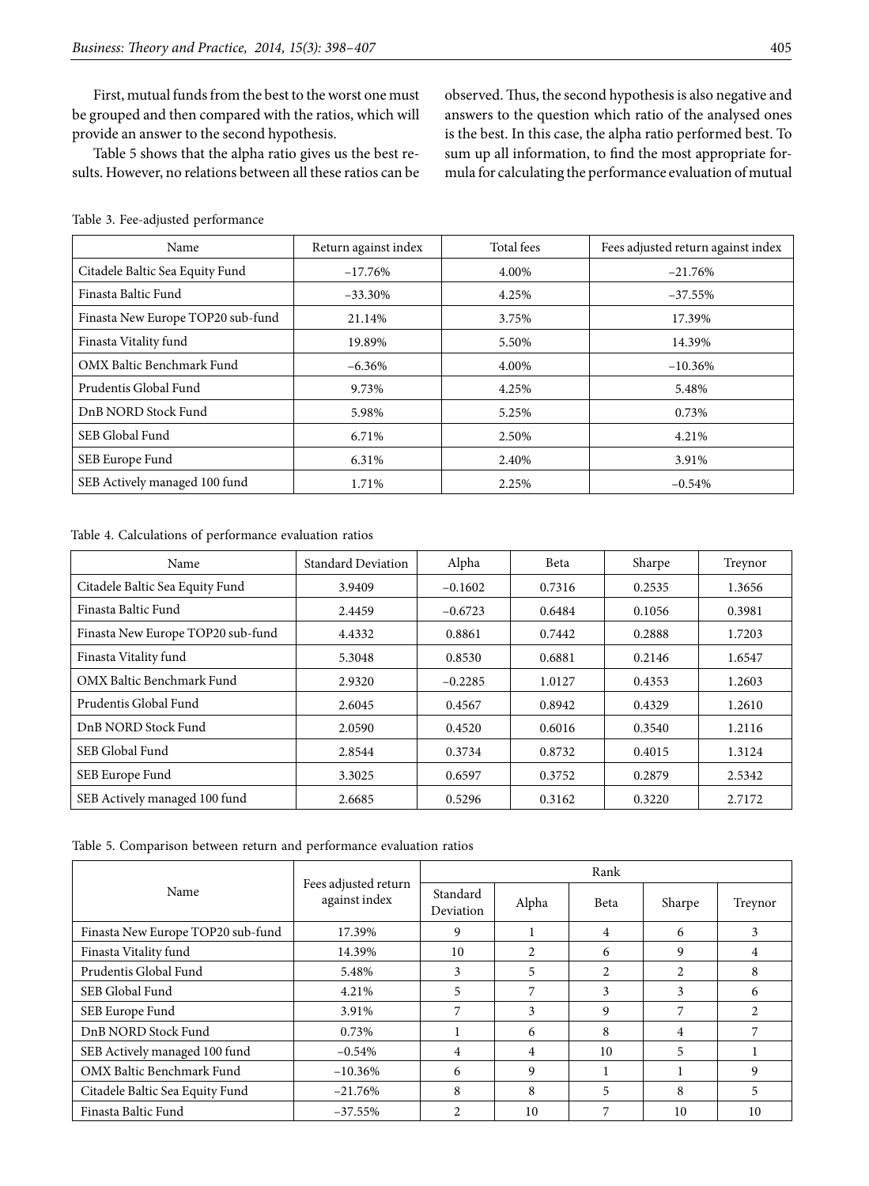First, mutual funds from the best to the worst one must be grouped and then compared with the ratios, which will provide an answer to the second hypothesis.

Table 5 shows that the alpha ratio gives us the best results. However, no relations between all these ratios can be observed. Thus, the second hypothesis is also negative and answers to the question which ratio of the analysed ones is the best. In this case, the alpha ratio performed best. To sum up all information, to find the most appropriate formula for calculating the performance evaluation of mutual

Table 3. Fee-adjusted performance

| Name | Return against index | Total fees | Fees adjusted return against index |
|---|---|---|---|
| Citadele Baltic Sea Equity Fund | –17.76% | 4.00% | –21.76% |
| Finasta Baltic Fund | –33.30% | 4.25% | –37.55% |
| Finasta New Europe TOP20 sub-fund | 21.14% | 3.75% | 17.39% |
| Finasta Vitality fund | 19.89% | 5.50% | 14.39% |
| OMX Baltic Benchmark Fund | –6.36% | 4.00% | –10.36% |
| Prudentis Global Fund | 9.73% | 4.25% | 5.48% |
| DnB NORD Stock Fund | 5.98% | 5.25% | 0.73% |
| SEB Global Fund | 6.71% | 2.50% | 4.21% |
| SEB Europe Fund | 6.31% | 2.40% | 3.91% |
| SEB Actively managed 100 fund | 1.71% | 2.25% | –0.54% |

Table 4. Calculations of performance evaluation ratios

| Name | Standard Deviation | Alpha | Beta | Sharpe | Treynor |
|---|---|---|---|---|---|
| Citadele Baltic Sea Equity Fund | 3.9409 | –0.1602 | 0.7316 | 0.2535 | 1.3656 |
| Finasta Baltic Fund | 2.4459 | –0.6723 | 0.6484 | 0.1056 | 0.3981 |
| Finasta New Europe TOP20 sub-fund | 4.4332 | 0.8861 | 0.7442 | 0.2888 | 1.7203 |
| Finasta Vitality fund | 5.3048 | 0.8530 | 0.6881 | 0.2146 | 1.6547 |
| OMX Baltic Benchmark Fund | 2.9320 | –0.2285 | 1.0127 | 0.4353 | 1.2603 |
| Prudentis Global Fund | 2.6045 | 0.4567 | 0.8942 | 0.4329 | 1.2610 |
| DnB NORD Stock Fund | 2.0590 | 0.4520 | 0.6016 | 0.3540 | 1.2116 |
| SEB Global Fund | 2.8544 | 0.3734 | 0.8732 | 0.4015 | 1.3124 |
| SEB Europe Fund | 3.3025 | 0.6597 | 0.3752 | 0.2879 | 2.5342 |
| SEB Actively managed 100 fund | 2.6685 | 0.5296 | 0.3162 | 0.3220 | 2.7172 |

Table 5. Comparison between return and performance evaluation ratios

| Name | Fees adjusted return against index | Rank | | | | |
|---|---|---|---|---|---|---|
| | | Standard Deviation | Alpha | Beta | Sharpe | Treynor |
| Finasta New Europe TOP20 sub-fund | 17.39% | 9 | 1 | 4 | 6 | 3 |
| Finasta Vitality fund | 14.39% | 10 | 2 | 6 | 9 | 4 |
| Prudentis Global Fund | 5.48% | 3 | 5 | 2 | 2 | 8 |
| SEB Global Fund | 4.21% | 5 | 7 | 3 | 3 | 6 |
| SEB Europe Fund | 3.91% | 7 | 3 | 9 | 7 | 2 |
| DnB NORD Stock Fund | 0.73% | 1 | 6 | 8 | 4 | 7 |
| SEB Actively managed 100 fund | –0.54% | 4 | 4 | 10 | 5 | 1 |
| OMX Baltic Benchmark Fund | –10.36% | 6 | 9 | 1 | 1 | 9 |
| Citadele Baltic Sea Equity Fund | –21.76% | 8 | 8 | 5 | 8 | 5 |
| Finasta Baltic Fund | –37.55% | 2 | 10 | 7 | 10 | 10 |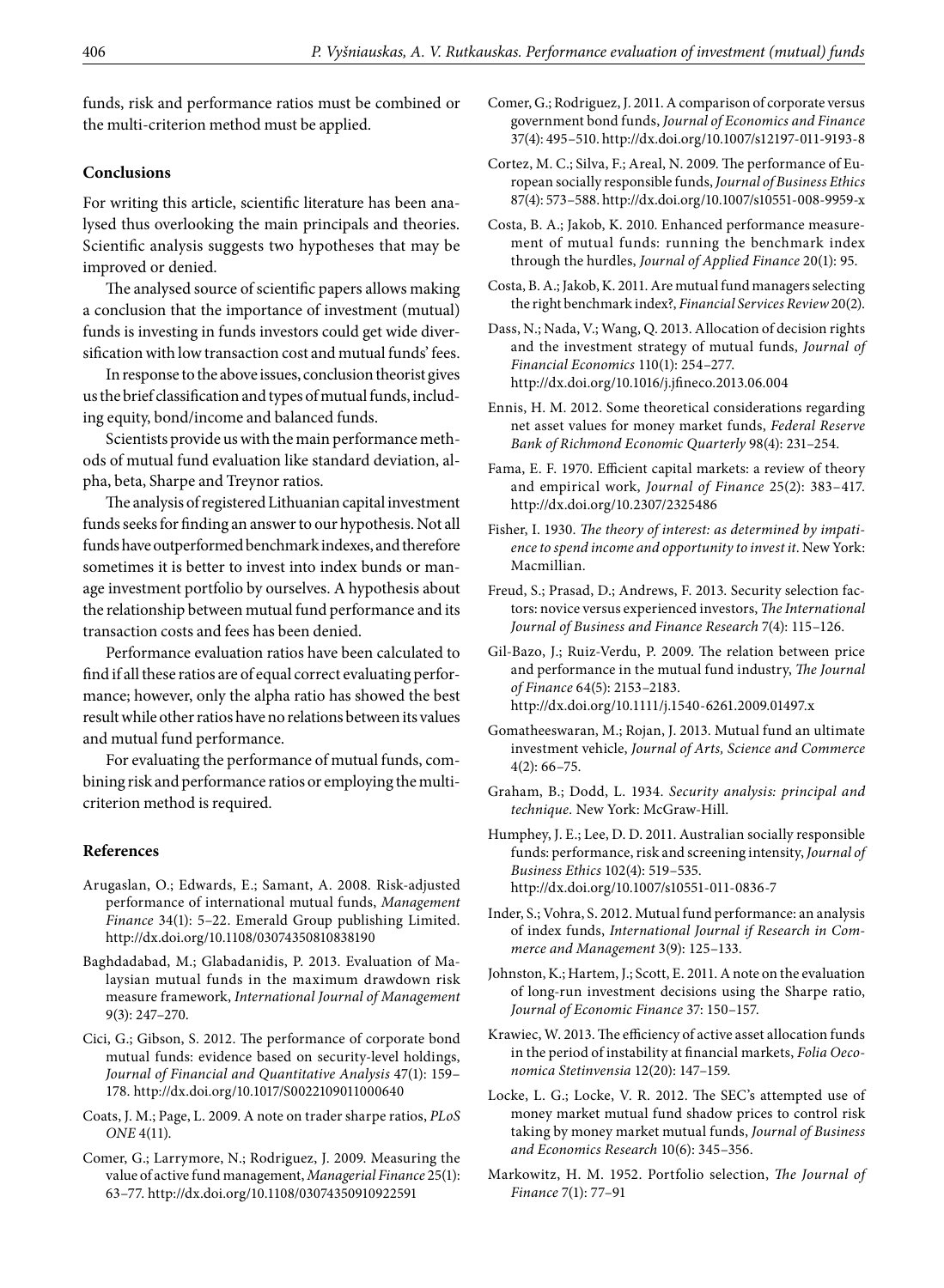funds, risk and performance ratios must be combined or the multi-criterion method must be applied.

## Conclusions

For writing this article, scientific literature has been analysed thus overlooking the main principals and theories. Scientific analysis suggests two hypotheses that may be improved or denied.

The analysed source of scientific papers allows making a conclusion that the importance of investment (mutual) funds is investing in funds investors could get wide diversification with low transaction cost and mutual funds' fees.

In response to the above issues, conclusion theorist gives us the brief classification and types of mutual funds, including equity, bond/income and balanced funds.

Scientists provide us with the main performance methods of mutual fund evaluation like standard deviation, alpha, beta, Sharpe and Treynor ratios.

The analysis of registered Lithuanian capital investment funds seeks for finding an answer to our hypothesis. Not all funds have outperformed benchmark indexes, and therefore sometimes it is better to invest into index bunds or manage investment portfolio by ourselves. A hypothesis about the relationship between mutual fund performance and its transaction costs and fees has been denied.

Performance evaluation ratios have been calculated to find if all these ratios are of equal correct evaluating performance; however, only the alpha ratio has showed the best result while other ratios have no relations between its values and mutual fund performance.

For evaluating the performance of mutual funds, combining risk and performance ratios or employing the multi-criterion method is required.

## References

Arugaslan, O.; Edwards, E.; Samant, A. 2008. Risk-adjusted performance of international mutual funds, *Management Finance* 34(1): 5–22. Emerald Group publishing Limited. http://dx.doi.org/10.1108/03074350810838190

Baghdadabad, M.; Glabadanidis, P. 2013. Evaluation of Malaysian mutual funds in the maximum drawdown risk measure framework, *International Journal of Management* 9(3): 247–270.

Cici, G.; Gibson, S. 2012. The performance of corporate bond mutual funds: evidence based on security-level holdings, *Journal of Financial and Quantitative Analysis* 47(1): 159–178. http://dx.doi.org/10.1017/S0022109011000640

Coats, J. M.; Page, L. 2009. A note on trader sharpe ratios, *PLoS ONE* 4(11).

Comer, G.; Larrymore, N.; Rodriguez, J. 2009. Measuring the value of active fund management, *Managerial Finance* 25(1): 63–77. http://dx.doi.org/10.1108/03074350910922591

Comer, G.; Rodriguez, J. 2011. A comparison of corporate versus government bond funds, *Journal of Economics and Finance* 37(4): 495–510. http://dx.doi.org/10.1007/s12197-011-9193-8

Cortez, M. C.; Silva, F.; Areal, N. 2009. The performance of European socially responsible funds, *Journal of Business Ethics* 87(4): 573–588. http://dx.doi.org/10.1007/s10551-008-9959-x

Costa, B. A.; Jakob, K. 2010. Enhanced performance measurement of mutual funds: running the benchmark index through the hurdles, *Journal of Applied Finance* 20(1): 95.

Costa, B. A.; Jakob, K. 2011. Are mutual fund managers selecting the right benchmark index?, *Financial Services Review* 20(2).

Dass, N.; Nada, V.; Wang, Q. 2013. Allocation of decision rights and the investment strategy of mutual funds, *Journal of Financial Economics* 110(1): 254–277. http://dx.doi.org/10.1016/j.jfineco.2013.06.004

Ennis, H. M. 2012. Some theoretical considerations regarding net asset values for money market funds, *Federal Reserve Bank of Richmond Economic Quarterly* 98(4): 231–254.

Fama, E. F. 1970. Efficient capital markets: a review of theory and empirical work, *Journal of Finance* 25(2): 383–417. http://dx.doi.org/10.2307/2325486

Fisher, I. 1930. *The theory of interest: as determined by impatience to spend income and opportunity to invest it*. New York: Macmillian.

Freud, S.; Prasad, D.; Andrews, F. 2013. Security selection factors: novice versus experienced investors, *The International Journal of Business and Finance Research* 7(4): 115–126.

Gil-Bazo, J.; Ruiz-Verdu, P. 2009. The relation between price and performance in the mutual fund industry, *The Journal of Finance* 64(5): 2153–2183. http://dx.doi.org/10.1111/j.1540-6261.2009.01497.x

Gomatheeswaran, M.; Rojan, J. 2013. Mutual fund an ultimate investment vehicle, *Journal of Arts, Science and Commerce* 4(2): 66–75.

Graham, B.; Dodd, L. 1934. *Security analysis: principal and technique*. New York: McGraw-Hill.

Humphey, J. E.; Lee, D. D. 2011. Australian socially responsible funds: performance, risk and screening intensity, *Journal of Business Ethics* 102(4): 519–535. http://dx.doi.org/10.1007/s10551-011-0836-7

Inder, S.; Vohra, S. 2012. Mutual fund performance: an analysis of index funds, *International Journal if Research in Commerce and Management* 3(9): 125–133.

Johnston, K.; Hartem, J.; Scott, E. 2011. A note on the evaluation of long-run investment decisions using the Sharpe ratio, *Journal of Economic Finance* 37: 150–157.

Krawiec, W. 2013. The efficiency of active asset allocation funds in the period of instability at financial markets, *Folia Oeconomica Stetinvensia* 12(20): 147–159.

Locke, L. G.; Locke, V. R. 2012. The SEC's attempted use of money market mutual fund shadow prices to control risk taking by money market mutual funds, *Journal of Business and Economics Research* 10(6): 345–356.

Markowitz, H. M. 1952. Portfolio selection, *The Journal of Finance* 7(1): 77–91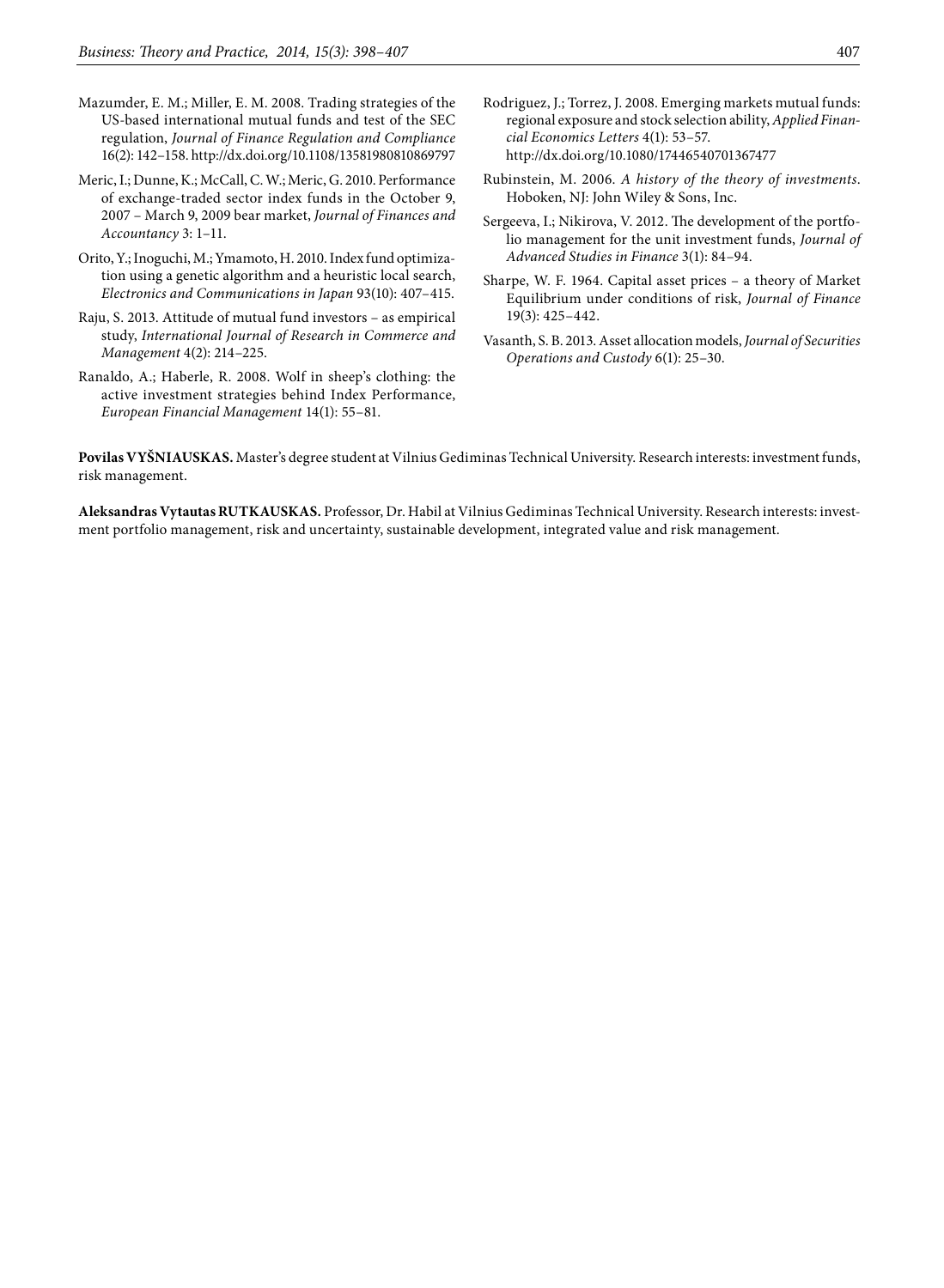Mazumder, E. M.; Miller, E. M. 2008. Trading strategies of the US-based international mutual funds and test of the SEC regulation, *Journal of Finance Regulation and Compliance* 16(2): 142–158. http://dx.doi.org/10.1108/13581980810869797

Meric, I.; Dunne, K.; McCall, C. W.; Meric, G. 2010. Performance of exchange-traded sector index funds in the October 9, 2007 – March 9, 2009 bear market, *Journal of Finances and Accountancy* 3: 1–11.

Orito, Y.; Inoguchi, M.; Ymamoto, H. 2010. Index fund optimization using a genetic algorithm and a heuristic local search, *Electronics and Communications in Japan* 93(10): 407–415.

Raju, S. 2013. Attitude of mutual fund investors – as empirical study, *International Journal of Research in Commerce and Management* 4(2): 214–225.

Ranaldo, A.; Haberle, R. 2008. Wolf in sheep's clothing: the active investment strategies behind Index Performance, *European Financial Management* 14(1): 55–81.

Rodriguez, J.; Torrez, J. 2008. Emerging markets mutual funds: regional exposure and stock selection ability, *Applied Financial Economics Letters* 4(1): 53–57. http://dx.doi.org/10.1080/17446540701367477

Rubinstein, M. 2006. *A history of the theory of investments*. Hoboken, NJ: John Wiley & Sons, Inc.

Sergeeva, I.; Nikirova, V. 2012. The development of the portfolio management for the unit investment funds, *Journal of Advanced Studies in Finance* 3(1): 84–94.

Sharpe, W. F. 1964. Capital asset prices – a theory of Market Equilibrium under conditions of risk, *Journal of Finance* 19(3): 425–442.

Vasanth, S. B. 2013. Asset allocation models, *Journal of Securities Operations and Custody* 6(1): 25–30.

**Povilas VYŠNIAUSKAS.** Master's degree student at Vilnius Gediminas Technical University. Research interests: investment funds, risk management.

**Aleksandras Vytautas RUTKAUSKAS.** Professor, Dr. Habil at Vilnius Gediminas Technical University. Research interests: investment portfolio management, risk and uncertainty, sustainable development, integrated value and risk management.